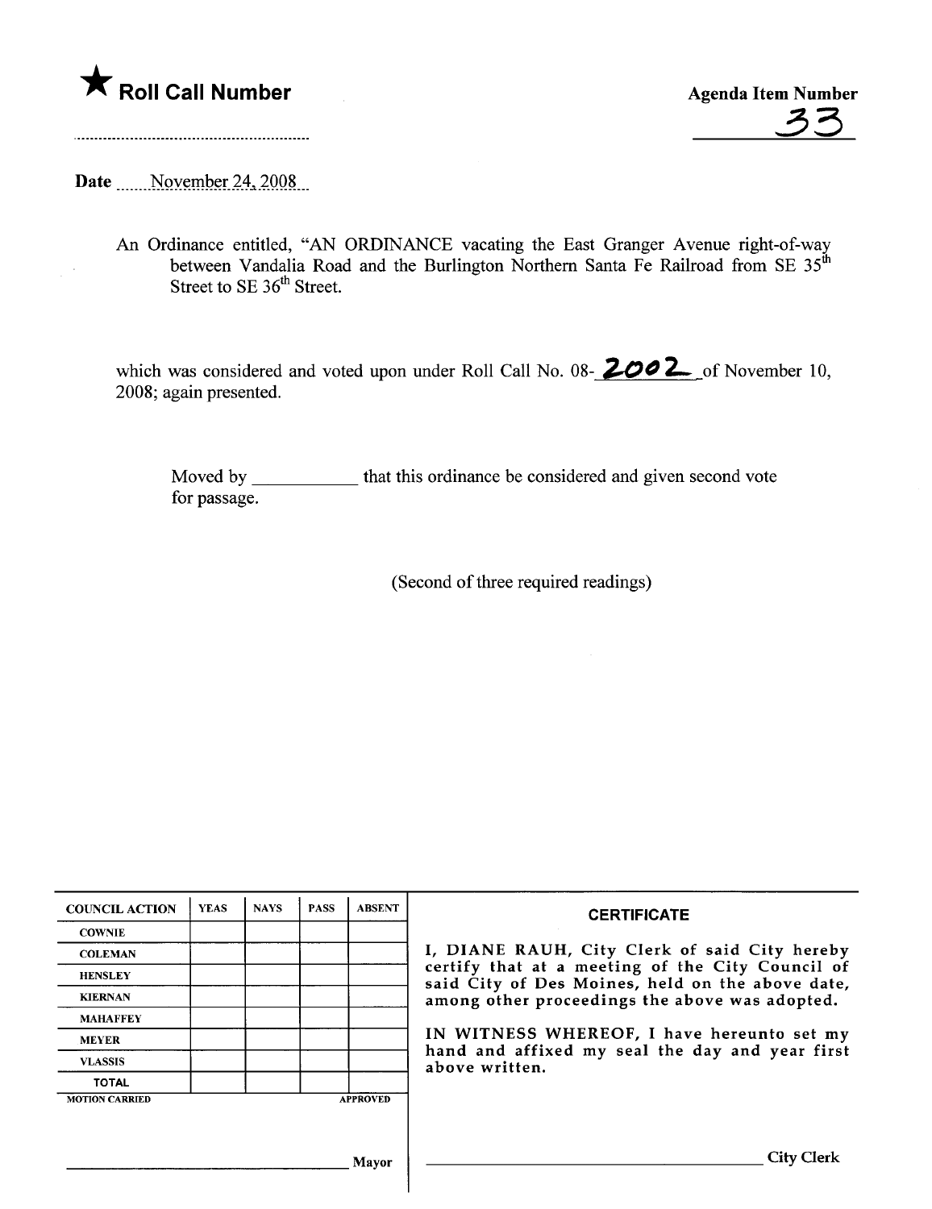★ **Roll Call Number**

**Agenda Item Number**

33

Date November 24, 2008

An Ordinance entitled, "AN ORDINANCE vacating the East Granger Avenue right-of-way between Vandalia Road and the Burlington Northern Santa Fe Railroad from SE 35th Street to SE 36th Street.

which was considered and voted upon under Roll Call No. 08-2002 of November 10, 2008; again presented.

Moved by ___________ that this ordinance be considered and given second vote for passage.

(Second of three required readings)

| COUNCIL ACTION | YEAS | NAYS | PASS | ABSENT |
|---|---|---|---|---|
| COWNIE | | | | |
| COLEMAN | | | | |
| HENSLEY | | | | |
| KIERNAN | | | | |
| MAHAFFEY | | | | |
| MEYER | | | | |
| VLASSIS | | | | |
| TOTAL | | | | |

MOTION CARRIED APPROVED

_______________________________ Mayor

**CERTIFICATE**

I, DIANE RAUH, City Clerk of said City hereby certify that at a meeting of the City Council of said City of Des Moines, held on the above date, among other proceedings the above was adopted.

IN WITNESS WHEREOF, I have hereunto set my hand and affixed my seal the day and year first above written.

_______________________________ City Clerk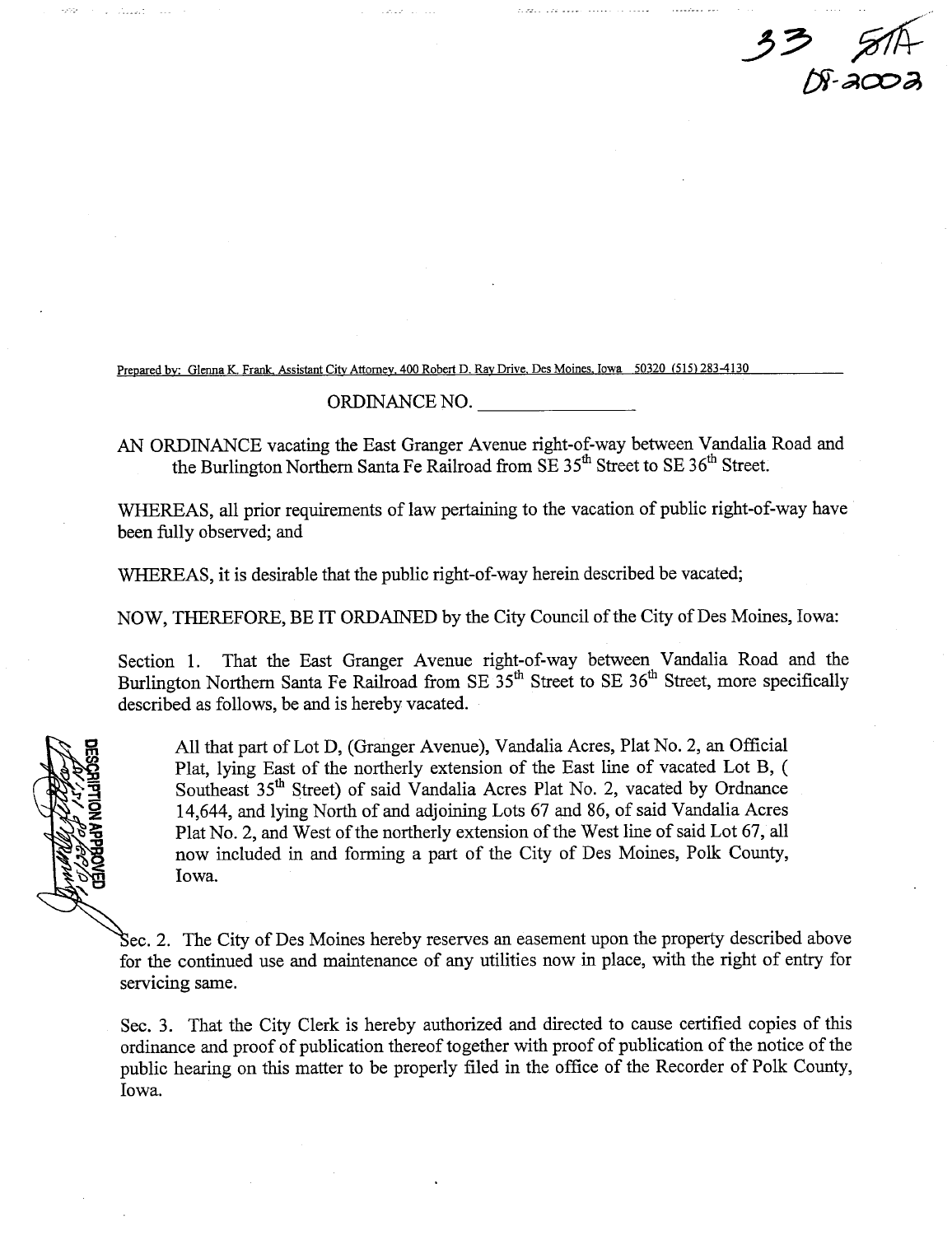33 51A
08-2002

Prepared by: Glenna K. Frank, Assistant City Attorney, 400 Robert D. Ray Drive, Des Moines, Iowa 50320 (515) 283-4130

ORDINANCE NO. ________________

AN ORDINANCE vacating the East Granger Avenue right-of-way between Vandalia Road and the Burlington Northern Santa Fe Railroad from SE 35th Street to SE 36th Street.

WHEREAS, all prior requirements of law pertaining to the vacation of public right-of-way have been fully observed; and

WHEREAS, it is desirable that the public right-of-way herein described be vacated;

NOW, THEREFORE, BE IT ORDAINED by the City Council of the City of Des Moines, Iowa:

Section 1. That the East Granger Avenue right-of-way between Vandalia Road and the Burlington Northern Santa Fe Railroad from SE 35th Street to SE 36th Street, more specifically described as follows, be and is hereby vacated.

> All that part of Lot D, (Granger Avenue), Vandalia Acres, Plat No. 2, an Official Plat, lying East of the northerly extension of the East line of vacated Lot B, ( Southeast 35th Street) of said Vandalia Acres Plat No. 2, vacated by Ordnance 14,644, and lying North of and adjoining Lots 67 and 86, of said Vandalia Acres Plat No. 2, and West of the northerly extension of the West line of said Lot 67, all now included in and forming a part of the City of Des Moines, Polk County, Iowa.

DESCRIPTION APPROVED

Sec. 2. The City of Des Moines hereby reserves an easement upon the property described above for the continued use and maintenance of any utilities now in place, with the right of entry for servicing same.

Sec. 3. That the City Clerk is hereby authorized and directed to cause certified copies of this ordinance and proof of publication thereof together with proof of publication of the notice of the public hearing on this matter to be properly filed in the office of the Recorder of Polk County, Iowa.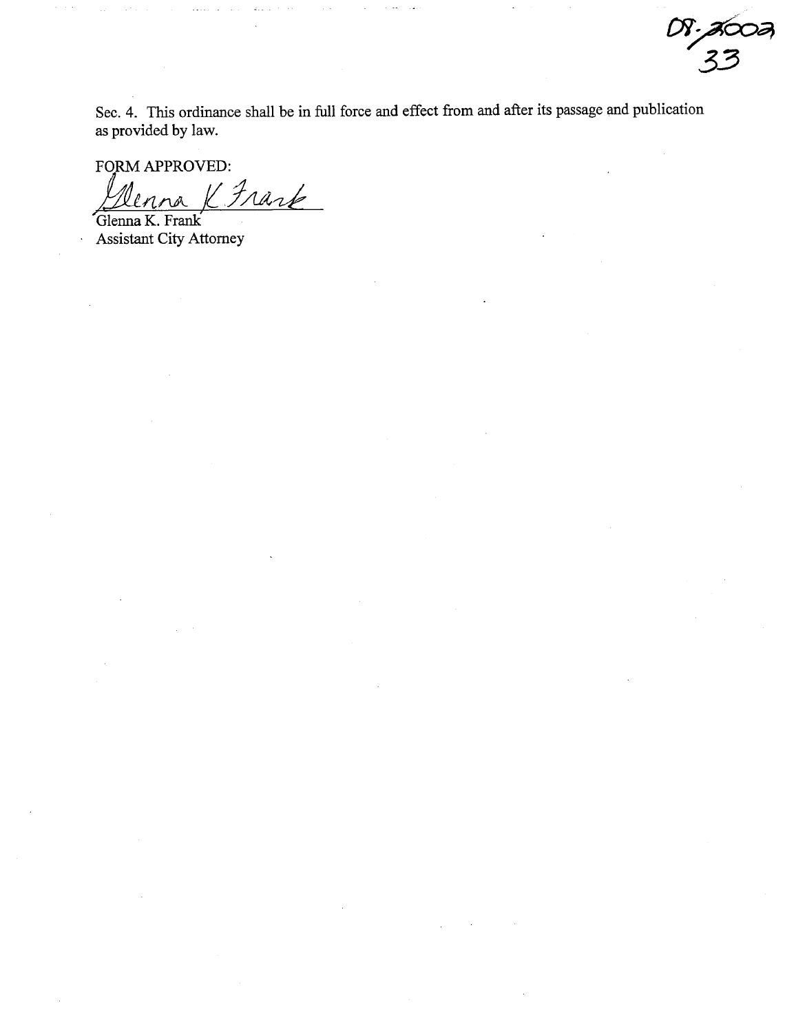08-2002
33

Sec. 4. This ordinance shall be in full force and effect from and after its passage and publication as provided by law.

FORM APPROVED:

Glenna K. Frank

Glenna K. Frank
Assistant City Attorney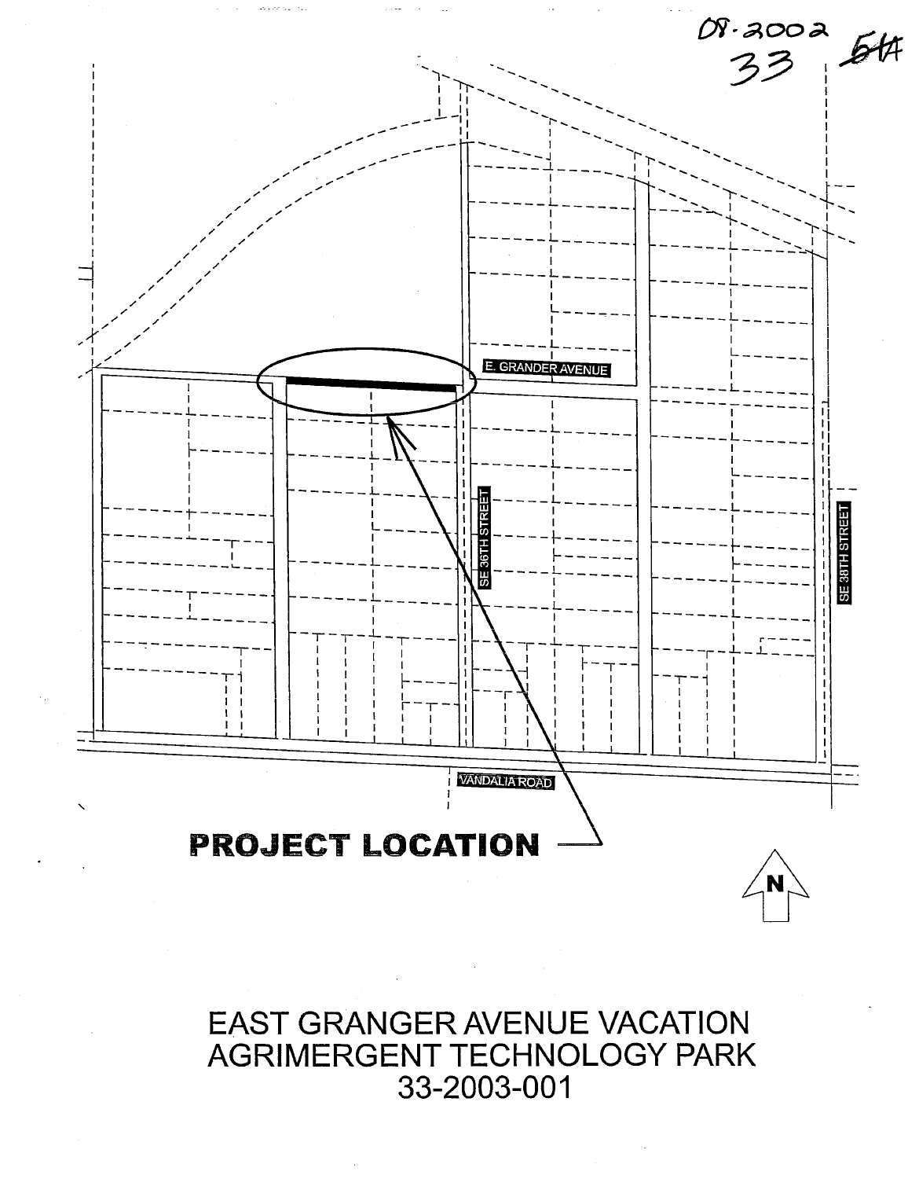08-2002
33 ~~5A~~

E. GRANDER AVENUE

SE 36TH STREET

SE 38TH STREET

VANDALIA ROAD

**PROJECT LOCATION**

N

EAST GRANGER AVENUE VACATION
AGRIMERGENT TECHNOLOGY PARK
33-2003-001